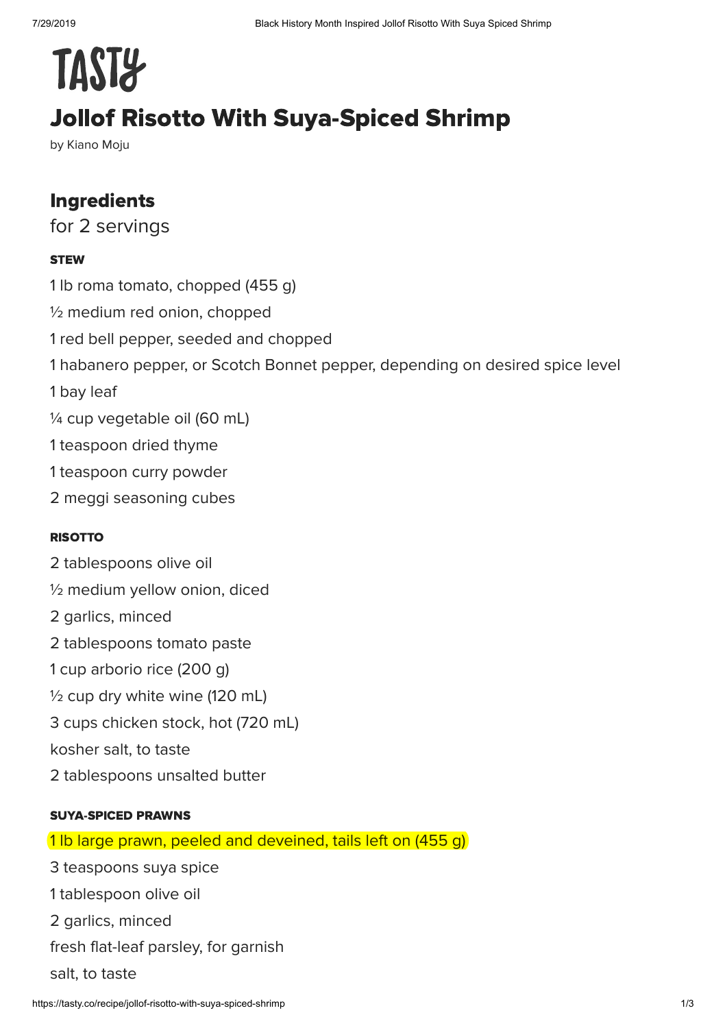# TASTY

# Jollof Risotto With Suya-Spiced Shrimp

by Kiano Moju

## Ingredients

for 2 servings

### STEW

1 lb roma tomato, chopped (455 g)

½ medium red onion, chopped

1 red bell pepper, seeded and chopped

1 habanero pepper, or Scotch Bonnet pepper, depending on desired spice level

1 bay leaf

¼ cup vegetable oil (60 mL)

1 teaspoon dried thyme

1 teaspoon curry powder

2 meggi seasoning cubes

### RISOTTO

2 tablespoons olive oil

½ medium yellow onion, diced

2 garlics, minced

2 tablespoons tomato paste

1 cup arborio rice (200 g)

½ cup dry white wine (120 mL)

3 cups chicken stock, hot (720 mL)

kosher salt, to taste

2 tablespoons unsalted butter

### SUYA-SPICED PRAWNS

1 lb large prawn, peeled and deveined, tails left on (455 g)

3 teaspoons suya spice

1 tablespoon olive oil

2 garlics, minced

fresh flat-leaf parsley, for garnish

salt, to taste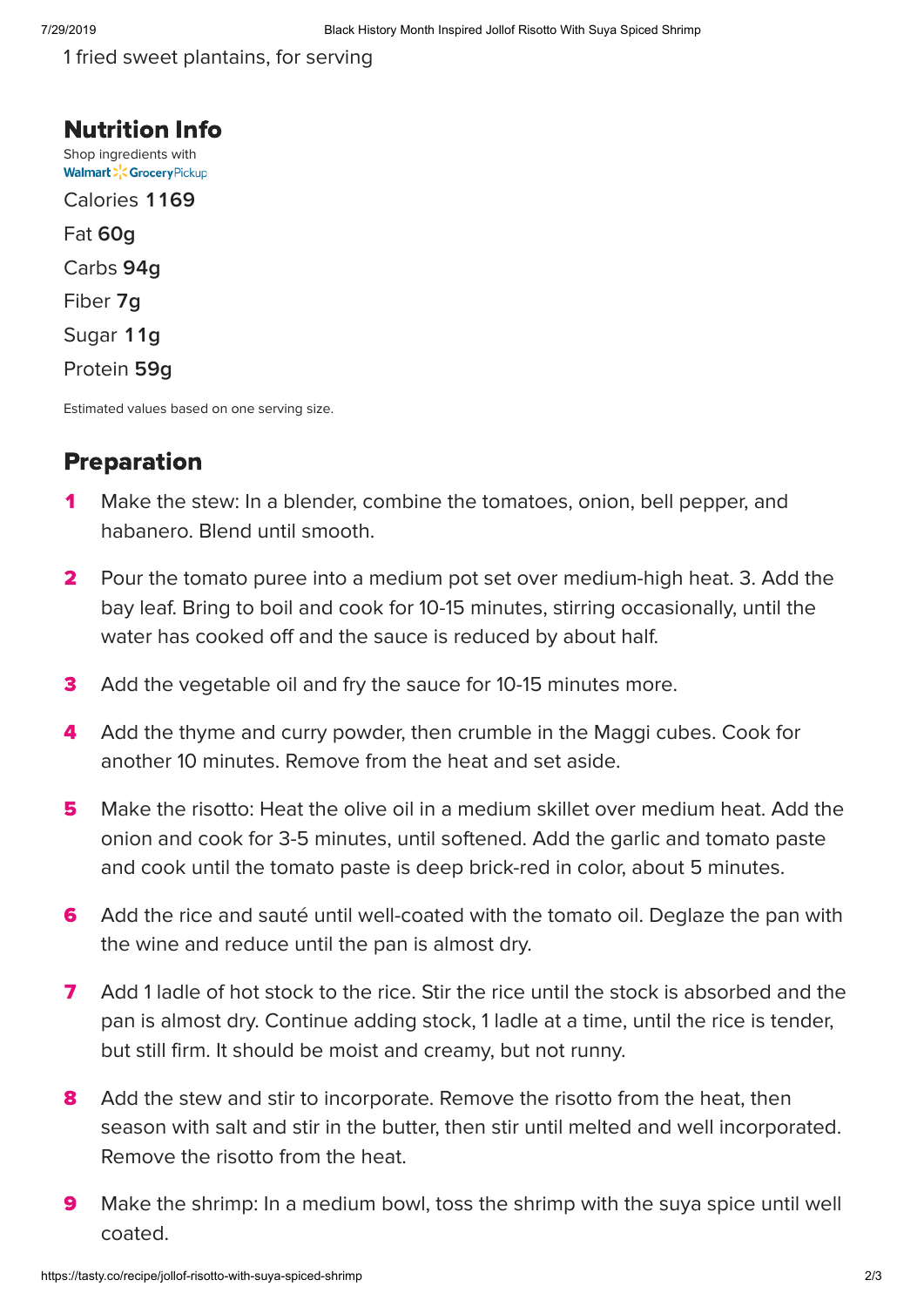1 fried sweet plantains, for serving

## Nutrition Info

Shop ingredients with Walmart Grocery Pickup

Calories **1169**

Fat **60g**

Carbs **94g**

Fiber **7g**

Sugar **11g**

Protein **59g**

Estimated values based on one serving size.

## Preparation

1. Make the stew: In a blender, combine the tomatoes, onion, bell pepper, and habanero. Blend until smooth.
2. Pour the tomato puree into a medium pot set over medium-high heat. 3. Add the bay leaf. Bring to boil and cook for 10-15 minutes, stirring occasionally, until the water has cooked off and the sauce is reduced by about half.
3. Add the vegetable oil and fry the sauce for 10-15 minutes more.
4. Add the thyme and curry powder, then crumble in the Maggi cubes. Cook for another 10 minutes. Remove from the heat and set aside.
5. Make the risotto: Heat the olive oil in a medium skillet over medium heat. Add the onion and cook for 3-5 minutes, until softened. Add the garlic and tomato paste and cook until the tomato paste is deep brick-red in color, about 5 minutes.
6. Add the rice and sauté until well-coated with the tomato oil. Deglaze the pan with the wine and reduce until the pan is almost dry.
7. Add 1 ladle of hot stock to the rice. Stir the rice until the stock is absorbed and the pan is almost dry. Continue adding stock, 1 ladle at a time, until the rice is tender, but still firm. It should be moist and creamy, but not runny.
8. Add the stew and stir to incorporate. Remove the risotto from the heat, then season with salt and stir in the butter, then stir until melted and well incorporated. Remove the risotto from the heat.
9. Make the shrimp: In a medium bowl, toss the shrimp with the suya spice until well coated.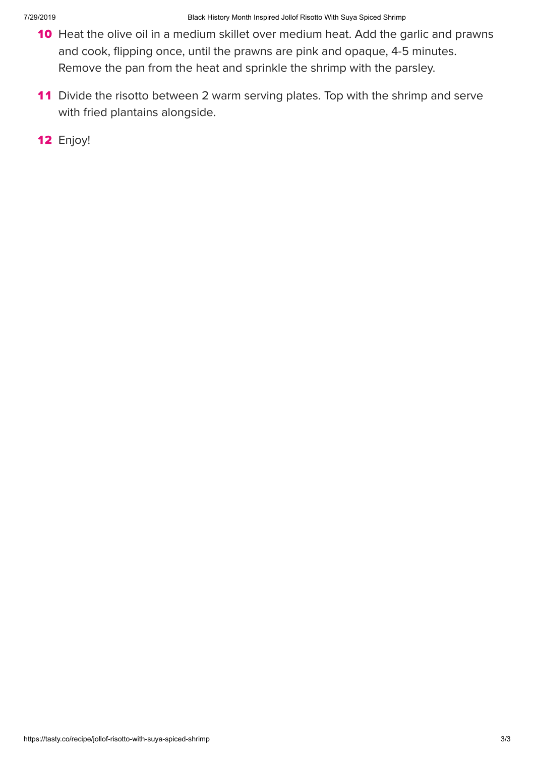10. Heat the olive oil in a medium skillet over medium heat. Add the garlic and prawns and cook, flipping once, until the prawns are pink and opaque, 4-5 minutes. Remove the pan from the heat and sprinkle the shrimp with the parsley.
11. Divide the risotto between 2 warm serving plates. Top with the shrimp and serve with fried plantains alongside.
12. Enjoy!